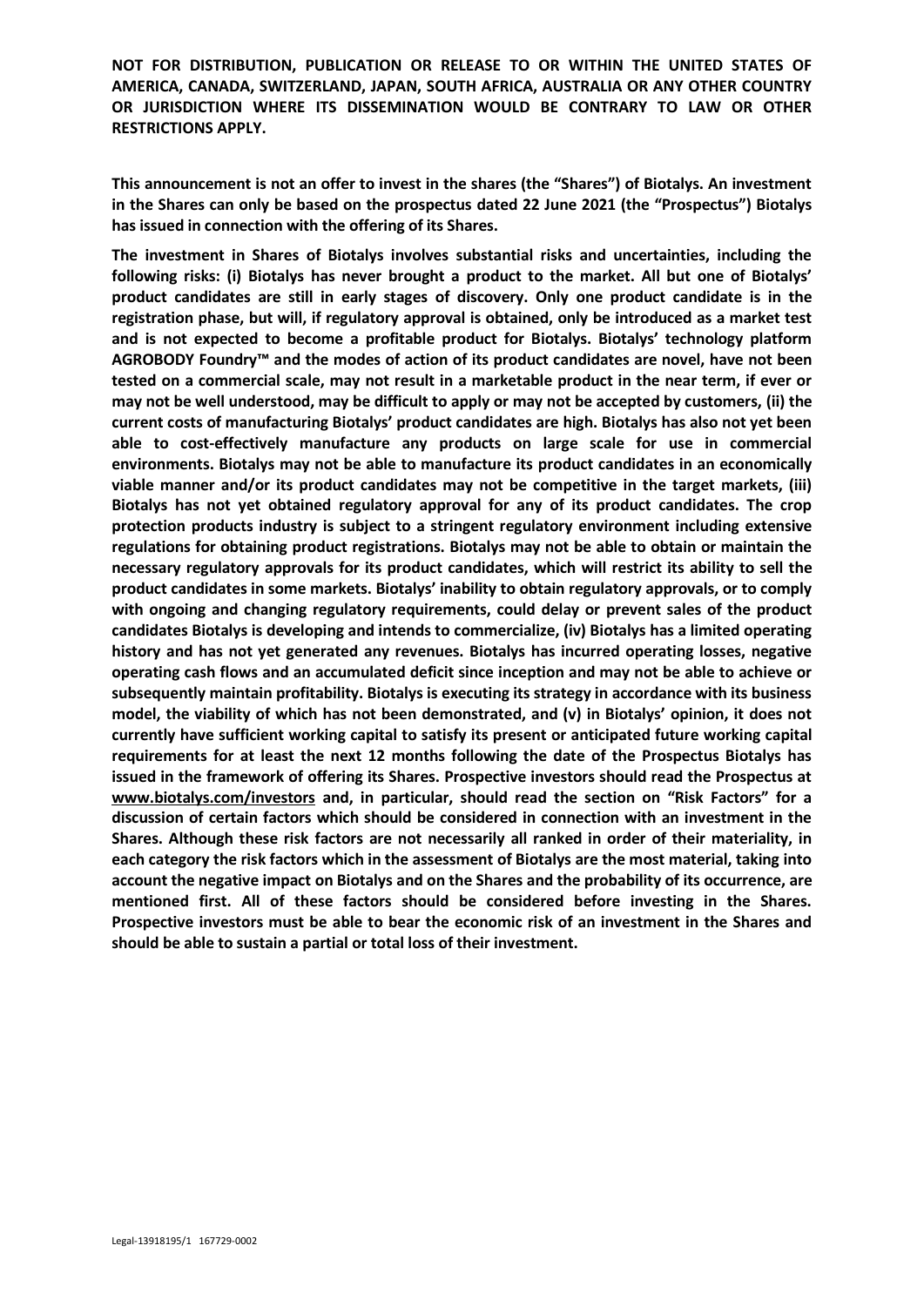**NOT FOR DISTRIBUTION, PUBLICATION OR RELEASE TO OR WITHIN THE UNITED STATES OF AMERICA, CANADA, SWITZERLAND, JAPAN, SOUTH AFRICA, AUSTRALIA OR ANY OTHER COUNTRY OR JURISDICTION WHERE ITS DISSEMINATION WOULD BE CONTRARY TO LAW OR OTHER RESTRICTIONS APPLY.**

**This announcement is not an offer to invest in the shares (the "Shares") of Biotalys. An investment in the Shares can only be based on the prospectus dated 22 June 2021 (the "Prospectus") Biotalys has issued in connection with the offering of its Shares.**

**The investment in Shares of Biotalys involves substantial risks and uncertainties, including the following risks: (i) Biotalys has never brought a product to the market. All but one of Biotalys' product candidates are still in early stages of discovery. Only one product candidate is in the registration phase, but will, if regulatory approval is obtained, only be introduced as a market test and is not expected to become a profitable product for Biotalys. Biotalys' technology platform AGROBODY Foundry™ and the modes of action of its product candidates are novel, have not been tested on a commercial scale, may not result in a marketable product in the near term, if ever or may not be well understood, may be difficult to apply or may not be accepted by customers, (ii) the current costs of manufacturing Biotalys' product candidates are high. Biotalys has also not yet been able to cost-effectively manufacture any products on large scale for use in commercial environments. Biotalys may not be able to manufacture its product candidates in an economically viable manner and/or its product candidates may not be competitive in the target markets, (iii) Biotalys has not yet obtained regulatory approval for any of its product candidates. The crop protection products industry is subject to a stringent regulatory environment including extensive regulations for obtaining product registrations. Biotalys may not be able to obtain or maintain the necessary regulatory approvals for its product candidates, which will restrict its ability to sell the product candidates in some markets. Biotalys' inability to obtain regulatory approvals, or to comply with ongoing and changing regulatory requirements, could delay or prevent sales of the product candidates Biotalys is developing and intends to commercialize, (iv) Biotalys has a limited operating history and has not yet generated any revenues. Biotalys has incurred operating losses, negative operating cash flows and an accumulated deficit since inception and may not be able to achieve or subsequently maintain profitability. Biotalys is executing its strategy in accordance with its business model, the viability of which has not been demonstrated, and (v) in Biotalys' opinion, it does not currently have sufficient working capital to satisfy its present or anticipated future working capital requirements for at least the next 12 months following the date of the Prospectus Biotalys has issued in the framework of offering its Shares. Prospective investors should read the Prospectus at www.biotalys.com/investors and, in particular, should read the section on "Risk Factors" for a discussion of certain factors which should be considered in connection with an investment in the Shares. Although these risk factors are not necessarily all ranked in order of their materiality, in each category the risk factors which in the assessment of Biotalys are the most material, taking into account the negative impact on Biotalys and on the Shares and the probability of its occurrence, are mentioned first. All of these factors should be considered before investing in the Shares. Prospective investors must be able to bear the economic risk of an investment in the Shares and should be able to sustain a partial or total loss of their investment.**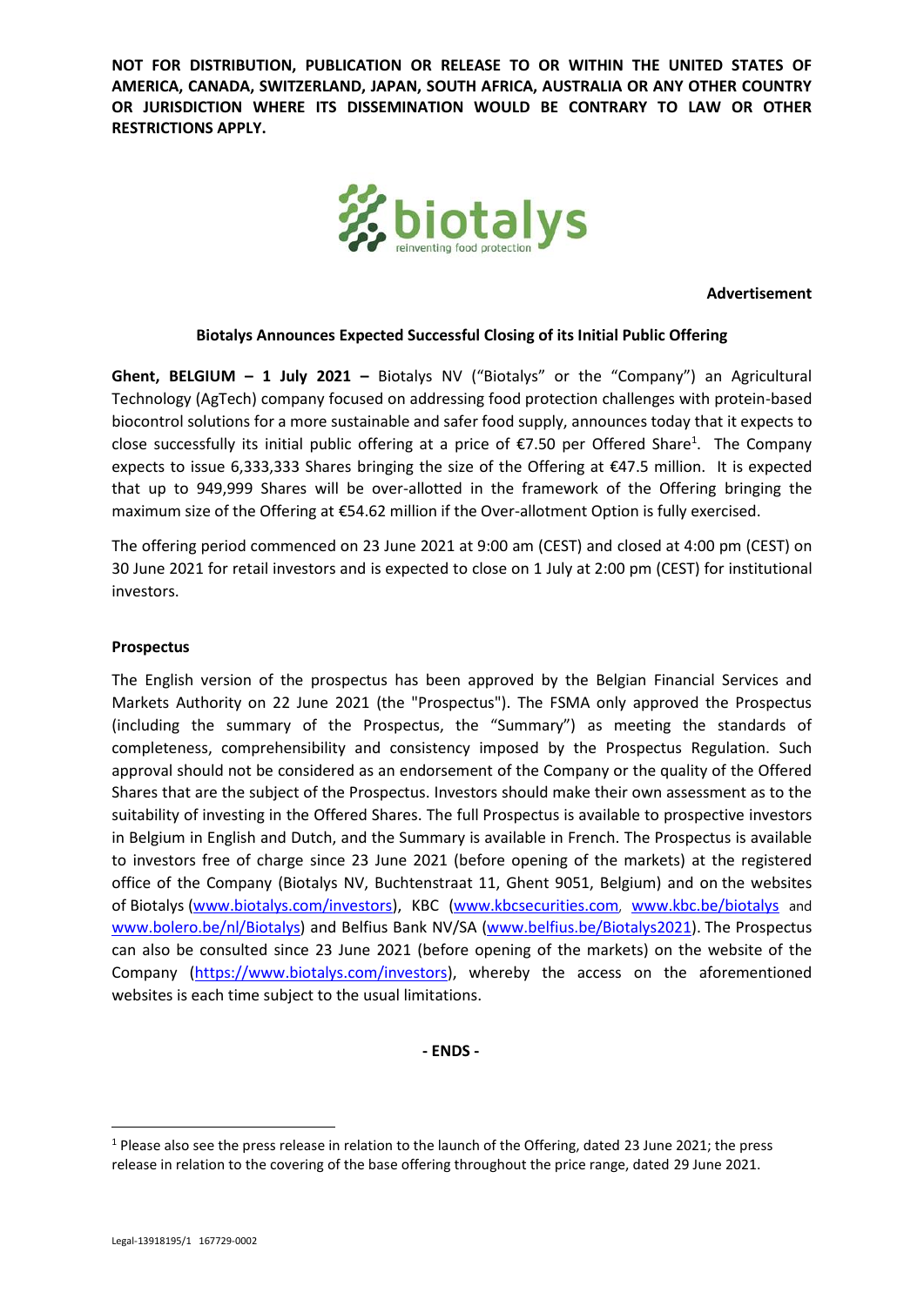**NOT FOR DISTRIBUTION, PUBLICATION OR RELEASE TO OR WITHIN THE UNITED STATES OF AMERICA, CANADA, SWITZERLAND, JAPAN, SOUTH AFRICA, AUSTRALIA OR ANY OTHER COUNTRY OR JURISDICTION WHERE ITS DISSEMINATION WOULD BE CONTRARY TO LAW OR OTHER RESTRICTIONS APPLY.**

biotalys
reinventing food protection

**Advertisement**

## Biotalys Announces Expected Successful Closing of its Initial Public Offering

**Ghent, BELGIUM – 1 July 2021 –** Biotalys NV ("Biotalys" or the "Company") an Agricultural Technology (AgTech) company focused on addressing food protection challenges with protein-based biocontrol solutions for a more sustainable and safer food supply, announces today that it expects to close successfully its initial public offering at a price of €7.50 per Offered Share[1]. The Company expects to issue 6,333,333 Shares bringing the size of the Offering at €47.5 million. It is expected that up to 949,999 Shares will be over-allotted in the framework of the Offering bringing the maximum size of the Offering at €54.62 million if the Over-allotment Option is fully exercised.

The offering period commenced on 23 June 2021 at 9:00 am (CEST) and closed at 4:00 pm (CEST) on 30 June 2021 for retail investors and is expected to close on 1 July at 2:00 pm (CEST) for institutional investors.

**Prospectus**

The English version of the prospectus has been approved by the Belgian Financial Services and Markets Authority on 22 June 2021 (the "Prospectus"). The FSMA only approved the Prospectus (including the summary of the Prospectus, the "Summary") as meeting the standards of completeness, comprehensibility and consistency imposed by the Prospectus Regulation. Such approval should not be considered as an endorsement of the Company or the quality of the Offered Shares that are the subject of the Prospectus. Investors should make their own assessment as to the suitability of investing in the Offered Shares. The full Prospectus is available to prospective investors in Belgium in English and Dutch, and the Summary is available in French. The Prospectus is available to investors free of charge since 23 June 2021 (before opening of the markets) at the registered office of the Company (Biotalys NV, Buchtenstraat 11, Ghent 9051, Belgium) and on the websites of Biotalys (www.biotalys.com/investors), KBC (www.kbcsecurities.com, www.kbc.be/biotalys and www.bolero.be/nl/Biotalys) and Belfius Bank NV/SA (www.belfius.be/Biotalys2021). The Prospectus can also be consulted since 23 June 2021 (before opening of the markets) on the website of the Company (https://www.biotalys.com/investors), whereby the access on the aforementioned websites is each time subject to the usual limitations.

**- ENDS -**

[1] Please also see the press release in relation to the launch of the Offering, dated 23 June 2021; the press release in relation to the covering of the base offering throughout the price range, dated 29 June 2021.

Legal-13918195/1 167729-0002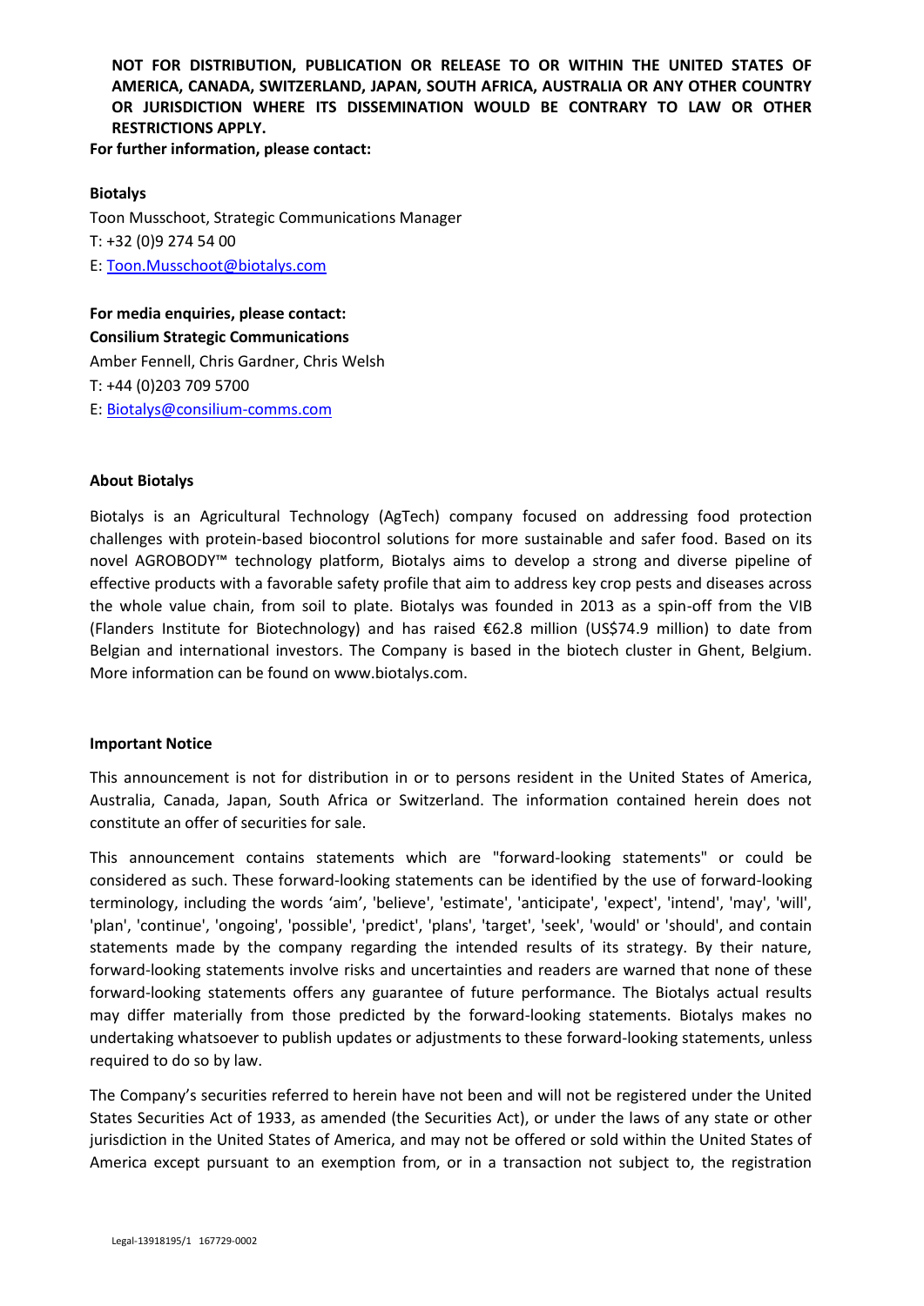**NOT FOR DISTRIBUTION, PUBLICATION OR RELEASE TO OR WITHIN THE UNITED STATES OF AMERICA, CANADA, SWITZERLAND, JAPAN, SOUTH AFRICA, AUSTRALIA OR ANY OTHER COUNTRY OR JURISDICTION WHERE ITS DISSEMINATION WOULD BE CONTRARY TO LAW OR OTHER RESTRICTIONS APPLY.**

**For further information, please contact:**

**Biotalys**
Toon Musschoot, Strategic Communications Manager
T: +32 (0)9 274 54 00
E: Toon.Musschoot@biotalys.com

**For media enquiries, please contact:**
**Consilium Strategic Communications**
Amber Fennell, Chris Gardner, Chris Welsh
T: +44 (0)203 709 5700
E: Biotalys@consilium-comms.com

**About Biotalys**

Biotalys is an Agricultural Technology (AgTech) company focused on addressing food protection challenges with protein-based biocontrol solutions for more sustainable and safer food. Based on its novel AGROBODY™ technology platform, Biotalys aims to develop a strong and diverse pipeline of effective products with a favorable safety profile that aim to address key crop pests and diseases across the whole value chain, from soil to plate. Biotalys was founded in 2013 as a spin-off from the VIB (Flanders Institute for Biotechnology) and has raised €62.8 million (US$74.9 million) to date from Belgian and international investors. The Company is based in the biotech cluster in Ghent, Belgium. More information can be found on www.biotalys.com.

**Important Notice**

This announcement is not for distribution in or to persons resident in the United States of America, Australia, Canada, Japan, South Africa or Switzerland. The information contained herein does not constitute an offer of securities for sale.

This announcement contains statements which are "forward-looking statements" or could be considered as such. These forward-looking statements can be identified by the use of forward-looking terminology, including the words 'aim', 'believe', 'estimate', 'anticipate', 'expect', 'intend', 'may', 'will', 'plan', 'continue', 'ongoing', 'possible', 'predict', 'plans', 'target', 'seek', 'would' or 'should', and contain statements made by the company regarding the intended results of its strategy. By their nature, forward-looking statements involve risks and uncertainties and readers are warned that none of these forward-looking statements offers any guarantee of future performance. The Biotalys actual results may differ materially from those predicted by the forward-looking statements. Biotalys makes no undertaking whatsoever to publish updates or adjustments to these forward-looking statements, unless required to do so by law.

The Company's securities referred to herein have not been and will not be registered under the United States Securities Act of 1933, as amended (the Securities Act), or under the laws of any state or other jurisdiction in the United States of America, and may not be offered or sold within the United States of America except pursuant to an exemption from, or in a transaction not subject to, the registration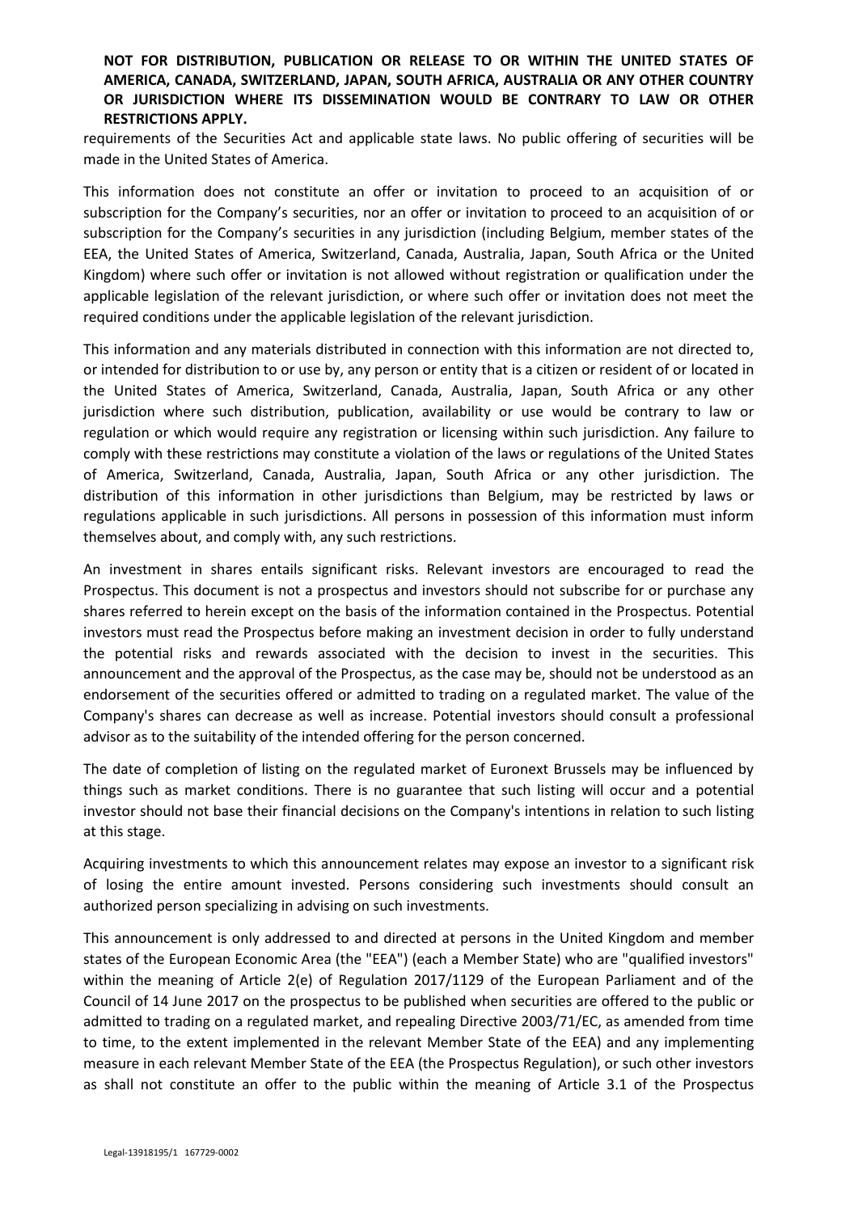**NOT FOR DISTRIBUTION, PUBLICATION OR RELEASE TO OR WITHIN THE UNITED STATES OF AMERICA, CANADA, SWITZERLAND, JAPAN, SOUTH AFRICA, AUSTRALIA OR ANY OTHER COUNTRY OR JURISDICTION WHERE ITS DISSEMINATION WOULD BE CONTRARY TO LAW OR OTHER RESTRICTIONS APPLY.**

requirements of the Securities Act and applicable state laws. No public offering of securities will be made in the United States of America.

This information does not constitute an offer or invitation to proceed to an acquisition of or subscription for the Company's securities, nor an offer or invitation to proceed to an acquisition of or subscription for the Company's securities in any jurisdiction (including Belgium, member states of the EEA, the United States of America, Switzerland, Canada, Australia, Japan, South Africa or the United Kingdom) where such offer or invitation is not allowed without registration or qualification under the applicable legislation of the relevant jurisdiction, or where such offer or invitation does not meet the required conditions under the applicable legislation of the relevant jurisdiction.

This information and any materials distributed in connection with this information are not directed to, or intended for distribution to or use by, any person or entity that is a citizen or resident of or located in the United States of America, Switzerland, Canada, Australia, Japan, South Africa or any other jurisdiction where such distribution, publication, availability or use would be contrary to law or regulation or which would require any registration or licensing within such jurisdiction. Any failure to comply with these restrictions may constitute a violation of the laws or regulations of the United States of America, Switzerland, Canada, Australia, Japan, South Africa or any other jurisdiction. The distribution of this information in other jurisdictions than Belgium, may be restricted by laws or regulations applicable in such jurisdictions. All persons in possession of this information must inform themselves about, and comply with, any such restrictions.

An investment in shares entails significant risks. Relevant investors are encouraged to read the Prospectus. This document is not a prospectus and investors should not subscribe for or purchase any shares referred to herein except on the basis of the information contained in the Prospectus. Potential investors must read the Prospectus before making an investment decision in order to fully understand the potential risks and rewards associated with the decision to invest in the securities. This announcement and the approval of the Prospectus, as the case may be, should not be understood as an endorsement of the securities offered or admitted to trading on a regulated market. The value of the Company's shares can decrease as well as increase. Potential investors should consult a professional advisor as to the suitability of the intended offering for the person concerned.

The date of completion of listing on the regulated market of Euronext Brussels may be influenced by things such as market conditions. There is no guarantee that such listing will occur and a potential investor should not base their financial decisions on the Company's intentions in relation to such listing at this stage.

Acquiring investments to which this announcement relates may expose an investor to a significant risk of losing the entire amount invested. Persons considering such investments should consult an authorized person specializing in advising on such investments.

This announcement is only addressed to and directed at persons in the United Kingdom and member states of the European Economic Area (the "EEA") (each a Member State) who are "qualified investors" within the meaning of Article 2(e) of Regulation 2017/1129 of the European Parliament and of the Council of 14 June 2017 on the prospectus to be published when securities are offered to the public or admitted to trading on a regulated market, and repealing Directive 2003/71/EC, as amended from time to time, to the extent implemented in the relevant Member State of the EEA) and any implementing measure in each relevant Member State of the EEA (the Prospectus Regulation), or such other investors as shall not constitute an offer to the public within the meaning of Article 3.1 of the Prospectus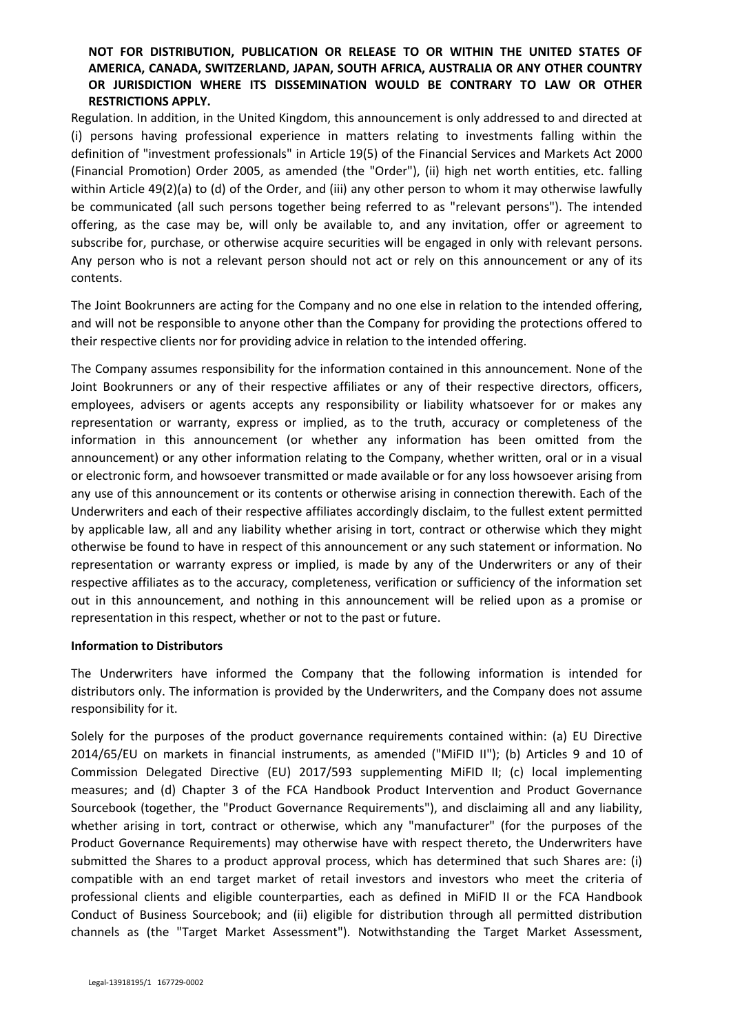**NOT FOR DISTRIBUTION, PUBLICATION OR RELEASE TO OR WITHIN THE UNITED STATES OF AMERICA, CANADA, SWITZERLAND, JAPAN, SOUTH AFRICA, AUSTRALIA OR ANY OTHER COUNTRY OR JURISDICTION WHERE ITS DISSEMINATION WOULD BE CONTRARY TO LAW OR OTHER RESTRICTIONS APPLY.**

Regulation. In addition, in the United Kingdom, this announcement is only addressed to and directed at (i) persons having professional experience in matters relating to investments falling within the definition of "investment professionals" in Article 19(5) of the Financial Services and Markets Act 2000 (Financial Promotion) Order 2005, as amended (the "Order"), (ii) high net worth entities, etc. falling within Article 49(2)(a) to (d) of the Order, and (iii) any other person to whom it may otherwise lawfully be communicated (all such persons together being referred to as "relevant persons"). The intended offering, as the case may be, will only be available to, and any invitation, offer or agreement to subscribe for, purchase, or otherwise acquire securities will be engaged in only with relevant persons. Any person who is not a relevant person should not act or rely on this announcement or any of its contents.

The Joint Bookrunners are acting for the Company and no one else in relation to the intended offering, and will not be responsible to anyone other than the Company for providing the protections offered to their respective clients nor for providing advice in relation to the intended offering.

The Company assumes responsibility for the information contained in this announcement. None of the Joint Bookrunners or any of their respective affiliates or any of their respective directors, officers, employees, advisers or agents accepts any responsibility or liability whatsoever for or makes any representation or warranty, express or implied, as to the truth, accuracy or completeness of the information in this announcement (or whether any information has been omitted from the announcement) or any other information relating to the Company, whether written, oral or in a visual or electronic form, and howsoever transmitted or made available or for any loss howsoever arising from any use of this announcement or its contents or otherwise arising in connection therewith. Each of the Underwriters and each of their respective affiliates accordingly disclaim, to the fullest extent permitted by applicable law, all and any liability whether arising in tort, contract or otherwise which they might otherwise be found to have in respect of this announcement or any such statement or information. No representation or warranty express or implied, is made by any of the Underwriters or any of their respective affiliates as to the accuracy, completeness, verification or sufficiency of the information set out in this announcement, and nothing in this announcement will be relied upon as a promise or representation in this respect, whether or not to the past or future.

**Information to Distributors**

The Underwriters have informed the Company that the following information is intended for distributors only. The information is provided by the Underwriters, and the Company does not assume responsibility for it.

Solely for the purposes of the product governance requirements contained within: (a) EU Directive 2014/65/EU on markets in financial instruments, as amended ("MiFID II"); (b) Articles 9 and 10 of Commission Delegated Directive (EU) 2017/593 supplementing MiFID II; (c) local implementing measures; and (d) Chapter 3 of the FCA Handbook Product Intervention and Product Governance Sourcebook (together, the "Product Governance Requirements"), and disclaiming all and any liability, whether arising in tort, contract or otherwise, which any "manufacturer" (for the purposes of the Product Governance Requirements) may otherwise have with respect thereto, the Underwriters have submitted the Shares to a product approval process, which has determined that such Shares are: (i) compatible with an end target market of retail investors and investors who meet the criteria of professional clients and eligible counterparties, each as defined in MiFID II or the FCA Handbook Conduct of Business Sourcebook; and (ii) eligible for distribution through all permitted distribution channels as (the "Target Market Assessment"). Notwithstanding the Target Market Assessment,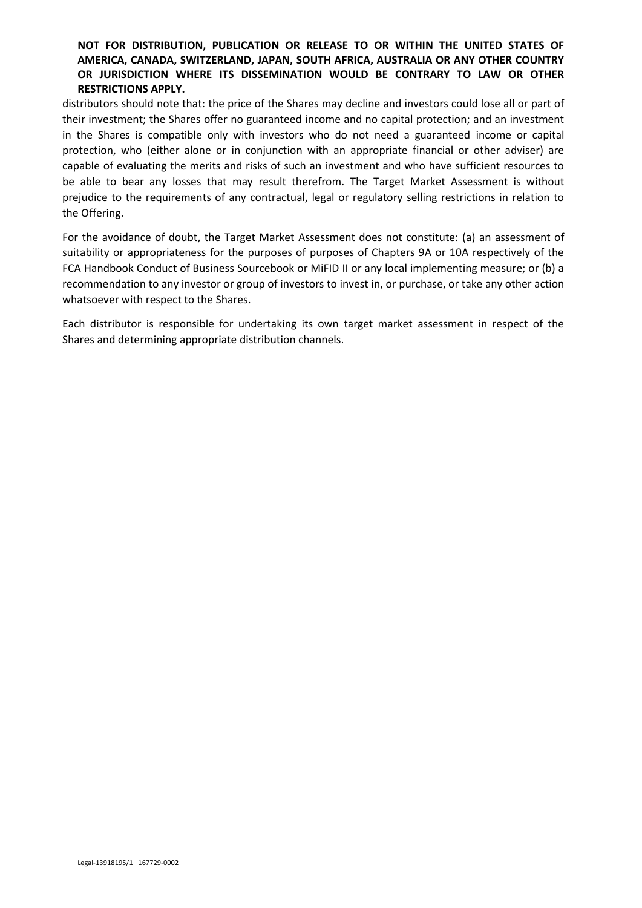distributors should note that: the price of the Shares may decline and investors could lose all or part of their investment; the Shares offer no guaranteed income and no capital protection; and an investment in the Shares is compatible only with investors who do not need a guaranteed income or capital protection, who (either alone or in conjunction with an appropriate financial or other adviser) are capable of evaluating the merits and risks of such an investment and who have sufficient resources to be able to bear any losses that may result therefrom. The Target Market Assessment is without prejudice to the requirements of any contractual, legal or regulatory selling restrictions in relation to the Offering.

For the avoidance of doubt, the Target Market Assessment does not constitute: (a) an assessment of suitability or appropriateness for the purposes of purposes of Chapters 9A or 10A respectively of the FCA Handbook Conduct of Business Sourcebook or MiFID II or any local implementing measure; or (b) a recommendation to any investor or group of investors to invest in, or purchase, or take any other action whatsoever with respect to the Shares.

Each distributor is responsible for undertaking its own target market assessment in respect of the Shares and determining appropriate distribution channels.